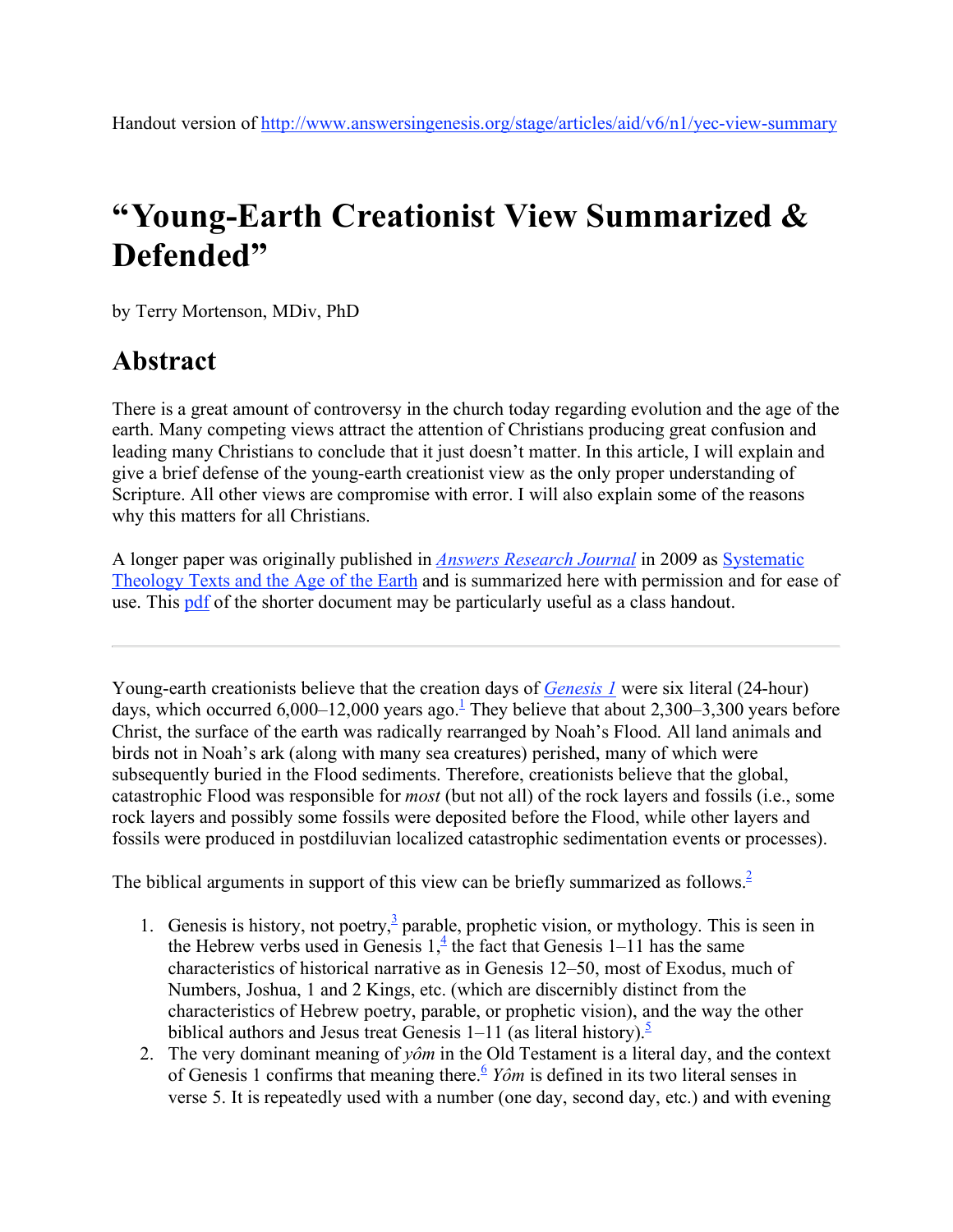Handout version of http://www.answersingenesis.org/stage/articles/aid/v6/n1/yec-view-summary

# "Young-Earth Creationist View Summarized & Defended"

by Terry Mortenson, MDiv, PhD

## Abstract

There is a great amount of controversy in the church today regarding evolution and the age of the earth. Many competing views attract the attention of Christians producing great confusion and leading many Christians to conclude that it just doesn't matter. In this article, I will explain and give a brief defense of the young-earth creationist view as the only proper understanding of Scripture. All other views are compromise with error. I will also explain some of the reasons why this matters for all Christians.

A longer paper was originally published in *Answers Research Journal* in 2009 as Systematic Theology Texts and the Age of the Earth and is summarized here with permission and for ease of use. This pdf of the shorter document may be particularly useful as a class handout.

---

Young-earth creationists believe that the creation days of *Genesis 1* were six literal (24-hour) days, which occurred 6,000–12,000 years ago.[1] They believe that about 2,300–3,300 years before Christ, the surface of the earth was radically rearranged by Noah's Flood. All land animals and birds not in Noah's ark (along with many sea creatures) perished, many of which were subsequently buried in the Flood sediments. Therefore, creationists believe that the global, catastrophic Flood was responsible for *most* (but not all) of the rock layers and fossils (i.e., some rock layers and possibly some fossils were deposited before the Flood, while other layers and fossils were produced in postdiluvian localized catastrophic sedimentation events or processes).

The biblical arguments in support of this view can be briefly summarized as follows.[2]

1. Genesis is history, not poetry,[3] parable, prophetic vision, or mythology. This is seen in the Hebrew verbs used in Genesis 1,[4] the fact that Genesis 1–11 has the same characteristics of historical narrative as in Genesis 12–50, most of Exodus, much of Numbers, Joshua, 1 and 2 Kings, etc. (which are discernibly distinct from the characteristics of Hebrew poetry, parable, or prophetic vision), and the way the other biblical authors and Jesus treat Genesis 1–11 (as literal history).[5]
2. The very dominant meaning of *yôm* in the Old Testament is a literal day, and the context of Genesis 1 confirms that meaning there.[6] *Yôm* is defined in its two literal senses in verse 5. It is repeatedly used with a number (one day, second day, etc.) and with evening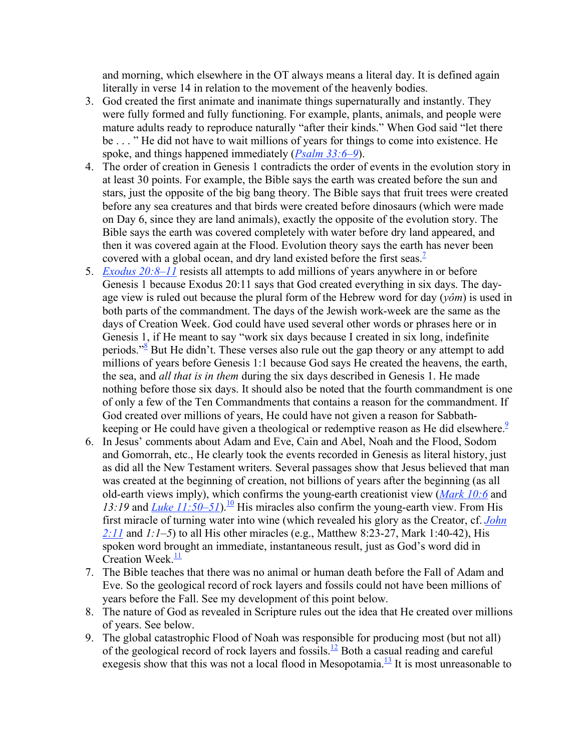and morning, which elsewhere in the OT always means a literal day. It is defined again literally in verse 14 in relation to the movement of the heavenly bodies.

3. God created the first animate and inanimate things supernaturally and instantly. They were fully formed and fully functioning. For example, plants, animals, and people were mature adults ready to reproduce naturally "after their kinds." When God said "let there be . . . " He did not have to wait millions of years for things to come into existence. He spoke, and things happened immediately (*Psalm 33:6–9*).
4. The order of creation in Genesis 1 contradicts the order of events in the evolution story in at least 30 points. For example, the Bible says the earth was created before the sun and stars, just the opposite of the big bang theory. The Bible says that fruit trees were created before any sea creatures and that birds were created before dinosaurs (which were made on Day 6, since they are land animals), exactly the opposite of the evolution story. The Bible says the earth was covered completely with water before dry land appeared, and then it was covered again at the Flood. Evolution theory says the earth has never been covered with a global ocean, and dry land existed before the first seas.[7]
5. *Exodus 20:8–11* resists all attempts to add millions of years anywhere in or before Genesis 1 because Exodus 20:11 says that God created everything in six days. The day-age view is ruled out because the plural form of the Hebrew word for day (*yôm*) is used in both parts of the commandment. The days of the Jewish work-week are the same as the days of Creation Week. God could have used several other words or phrases here or in Genesis 1, if He meant to say "work six days because I created in six long, indefinite periods."[8] But He didn't. These verses also rule out the gap theory or any attempt to add millions of years before Genesis 1:1 because God says He created the heavens, the earth, the sea, and *all that is in them* during the six days described in Genesis 1. He made nothing before those six days. It should also be noted that the fourth commandment is one of only a few of the Ten Commandments that contains a reason for the commandment. If God created over millions of years, He could have not given a reason for Sabbath-keeping or He could have given a theological or redemptive reason as He did elsewhere.[9]
6. In Jesus' comments about Adam and Eve, Cain and Abel, Noah and the Flood, Sodom and Gomorrah, etc., He clearly took the events recorded in Genesis as literal history, just as did all the New Testament writers. Several passages show that Jesus believed that man was created at the beginning of creation, not billions of years after the beginning (as all old-earth views imply), which confirms the young-earth creationist view (*Mark 10:6* and *13:19* and *Luke 11:50–51*).[10] His miracles also confirm the young-earth view. From His first miracle of turning water into wine (which revealed his glory as the Creator, cf. *John 2:11* and *1:1–5*) to all His other miracles (e.g., Matthew 8:23-27, Mark 1:40-42), His spoken word brought an immediate, instantaneous result, just as God's word did in Creation Week.[11]
7. The Bible teaches that there was no animal or human death before the Fall of Adam and Eve. So the geological record of rock layers and fossils could not have been millions of years before the Fall. See my development of this point below.
8. The nature of God as revealed in Scripture rules out the idea that He created over millions of years. See below.
9. The global catastrophic Flood of Noah was responsible for producing most (but not all) of the geological record of rock layers and fossils.[12] Both a casual reading and careful exegesis show that this was not a local flood in Mesopotamia.[13] It is most unreasonable to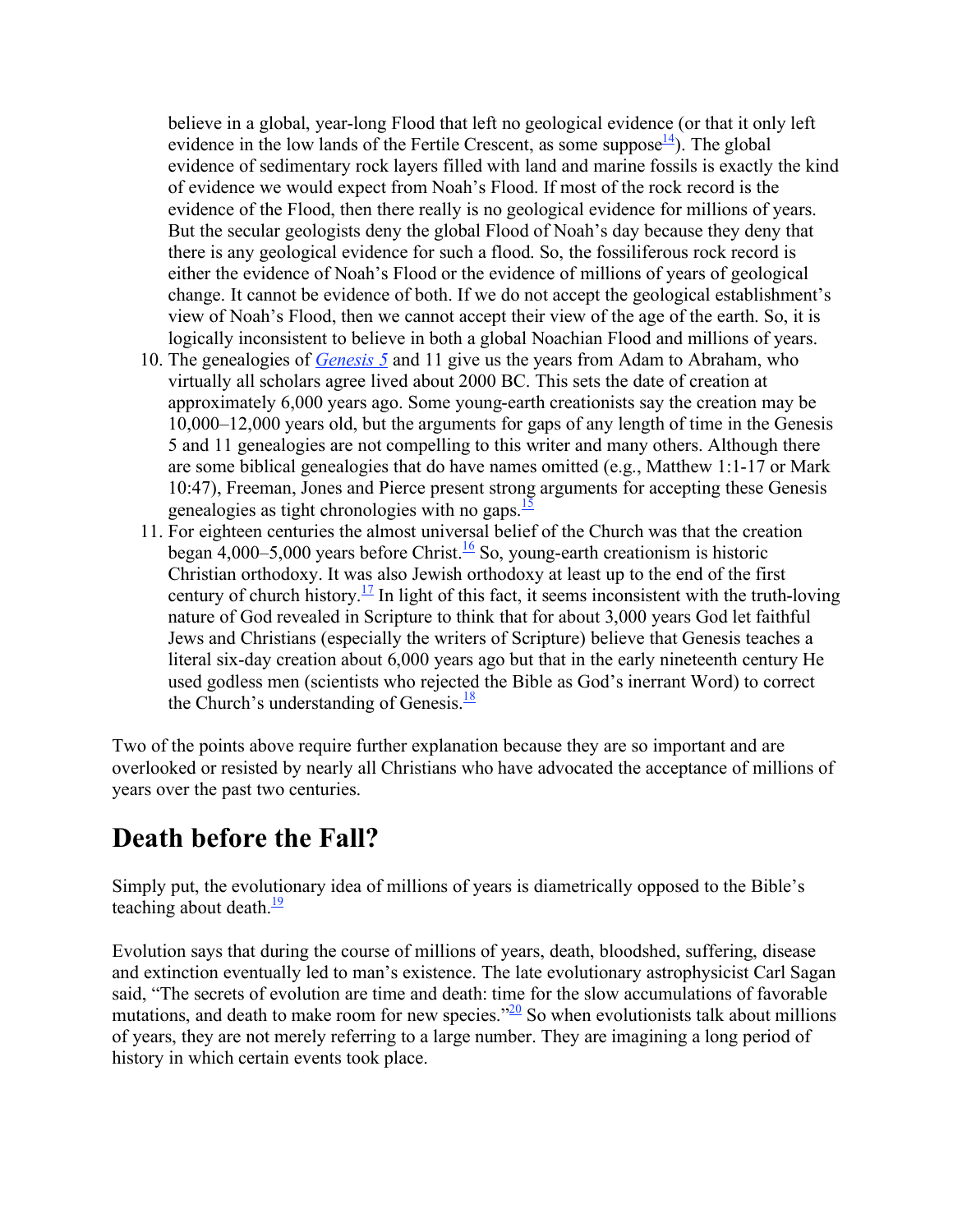believe in a global, year-long Flood that left no geological evidence (or that it only left evidence in the low lands of the Fertile Crescent, as some suppose[14]). The global evidence of sedimentary rock layers filled with land and marine fossils is exactly the kind of evidence we would expect from Noah's Flood. If most of the rock record is the evidence of the Flood, then there really is no geological evidence for millions of years. But the secular geologists deny the global Flood of Noah's day because they deny that there is any geological evidence for such a flood. So, the fossiliferous rock record is either the evidence of Noah's Flood or the evidence of millions of years of geological change. It cannot be evidence of both. If we do not accept the geological establishment's view of Noah's Flood, then we cannot accept their view of the age of the earth. So, it is logically inconsistent to believe in both a global Noachian Flood and millions of years.

10. The genealogies of *Genesis 5* and 11 give us the years from Adam to Abraham, who virtually all scholars agree lived about 2000 BC. This sets the date of creation at approximately 6,000 years ago. Some young-earth creationists say the creation may be 10,000–12,000 years old, but the arguments for gaps of any length of time in the Genesis 5 and 11 genealogies are not compelling to this writer and many others. Although there are some biblical genealogies that do have names omitted (e.g., Matthew 1:1-17 or Mark 10:47), Freeman, Jones and Pierce present strong arguments for accepting these Genesis genealogies as tight chronologies with no gaps.[15]
11. For eighteen centuries the almost universal belief of the Church was that the creation began 4,000–5,000 years before Christ.[16] So, young-earth creationism is historic Christian orthodoxy. It was also Jewish orthodoxy at least up to the end of the first century of church history.[17] In light of this fact, it seems inconsistent with the truth-loving nature of God revealed in Scripture to think that for about 3,000 years God let faithful Jews and Christians (especially the writers of Scripture) believe that Genesis teaches a literal six-day creation about 6,000 years ago but that in the early nineteenth century He used godless men (scientists who rejected the Bible as God's inerrant Word) to correct the Church's understanding of Genesis.[18]

Two of the points above require further explanation because they are so important and are overlooked or resisted by nearly all Christians who have advocated the acceptance of millions of years over the past two centuries.

## Death before the Fall?

Simply put, the evolutionary idea of millions of years is diametrically opposed to the Bible's teaching about death.[19]

Evolution says that during the course of millions of years, death, bloodshed, suffering, disease and extinction eventually led to man's existence. The late evolutionary astrophysicist Carl Sagan said, "The secrets of evolution are time and death: time for the slow accumulations of favorable mutations, and death to make room for new species."[20] So when evolutionists talk about millions of years, they are not merely referring to a large number. They are imagining a long period of history in which certain events took place.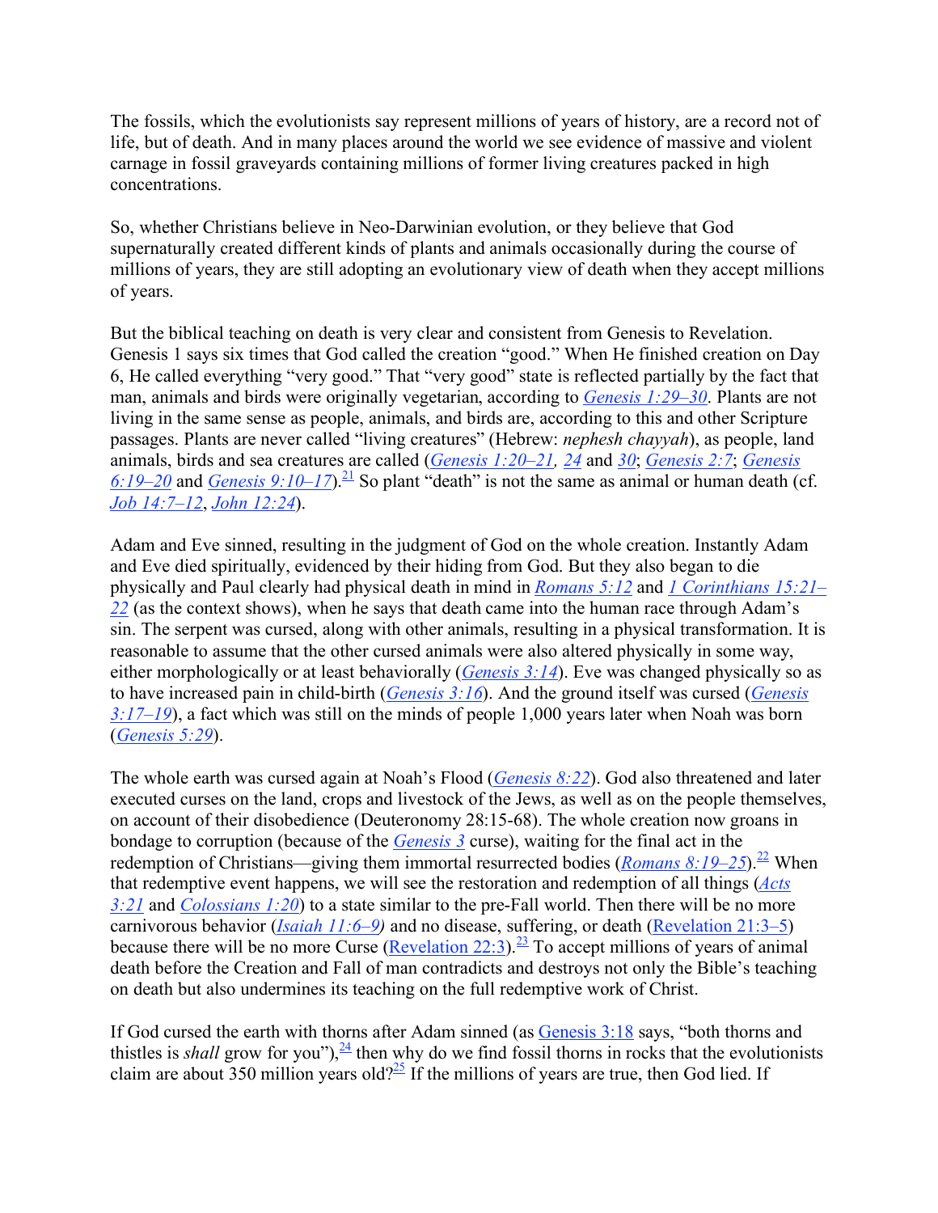The fossils, which the evolutionists say represent millions of years of history, are a record not of life, but of death. And in many places around the world we see evidence of massive and violent carnage in fossil graveyards containing millions of former living creatures packed in high concentrations.

So, whether Christians believe in Neo-Darwinian evolution, or they believe that God supernaturally created different kinds of plants and animals occasionally during the course of millions of years, they are still adopting an evolutionary view of death when they accept millions of years.

But the biblical teaching on death is very clear and consistent from Genesis to Revelation. Genesis 1 says six times that God called the creation "good." When He finished creation on Day 6, He called everything "very good." That "very good" state is reflected partially by the fact that man, animals and birds were originally vegetarian, according to *Genesis 1:29–30*. Plants are not living in the same sense as people, animals, and birds are, according to this and other Scripture passages. Plants are never called "living creatures" (Hebrew: *nephesh chayyah*), as people, land animals, birds and sea creatures are called (*Genesis 1:20–21, 24* and *30*; *Genesis 2:7*; *Genesis 6:19–20* and *Genesis 9:10–17*).[21] So plant "death" is not the same as animal or human death (cf. *Job 14:7–12*, *John 12:24*).

Adam and Eve sinned, resulting in the judgment of God on the whole creation. Instantly Adam and Eve died spiritually, evidenced by their hiding from God. But they also began to die physically and Paul clearly had physical death in mind in *Romans 5:12* and *1 Corinthians 15:21–22* (as the context shows), when he says that death came into the human race through Adam's sin. The serpent was cursed, along with other animals, resulting in a physical transformation. It is reasonable to assume that the other cursed animals were also altered physically in some way, either morphologically or at least behaviorally (*Genesis 3:14*). Eve was changed physically so as to have increased pain in child-birth (*Genesis 3:16*). And the ground itself was cursed (*Genesis 3:17–19*), a fact which was still on the minds of people 1,000 years later when Noah was born (*Genesis 5:29*).

The whole earth was cursed again at Noah's Flood (*Genesis 8:22*). God also threatened and later executed curses on the land, crops and livestock of the Jews, as well as on the people themselves, on account of their disobedience (Deuteronomy 28:15-68). The whole creation now groans in bondage to corruption (because of the *Genesis 3* curse), waiting for the final act in the redemption of Christians—giving them immortal resurrected bodies (*Romans 8:19–25*).[22] When that redemptive event happens, we will see the restoration and redemption of all things (*Acts 3:21* and *Colossians 1:20*) to a state similar to the pre-Fall world. Then there will be no more carnivorous behavior (*Isaiah 11:6–9)* and no disease, suffering, or death (Revelation 21:3–5) because there will be no more Curse (Revelation 22:3).[23] To accept millions of years of animal death before the Creation and Fall of man contradicts and destroys not only the Bible's teaching on death but also undermines its teaching on the full redemptive work of Christ.

If God cursed the earth with thorns after Adam sinned (as Genesis 3:18 says, "both thorns and thistles is *shall* grow for you"),[24] then why do we find fossil thorns in rocks that the evolutionists claim are about 350 million years old?[25] If the millions of years are true, then God lied. If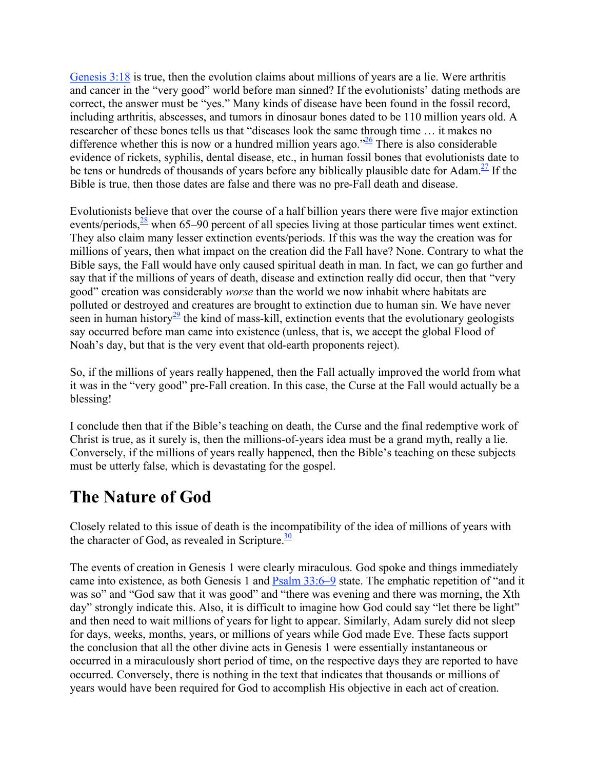Genesis 3:18 is true, then the evolution claims about millions of years are a lie. Were arthritis and cancer in the "very good" world before man sinned? If the evolutionists' dating methods are correct, the answer must be "yes." Many kinds of disease have been found in the fossil record, including arthritis, abscesses, and tumors in dinosaur bones dated to be 110 million years old. A researcher of these bones tells us that "diseases look the same through time … it makes no difference whether this is now or a hundred million years ago."[26] There is also considerable evidence of rickets, syphilis, dental disease, etc., in human fossil bones that evolutionists date to be tens or hundreds of thousands of years before any biblically plausible date for Adam.[27] If the Bible is true, then those dates are false and there was no pre-Fall death and disease.

Evolutionists believe that over the course of a half billion years there were five major extinction events/periods,[28] when 65–90 percent of all species living at those particular times went extinct. They also claim many lesser extinction events/periods. If this was the way the creation was for millions of years, then what impact on the creation did the Fall have? None. Contrary to what the Bible says, the Fall would have only caused spiritual death in man. In fact, we can go further and say that if the millions of years of death, disease and extinction really did occur, then that "very good" creation was considerably *worse* than the world we now inhabit where habitats are polluted or destroyed and creatures are brought to extinction due to human sin. We have never seen in human history[29] the kind of mass-kill, extinction events that the evolutionary geologists say occurred before man came into existence (unless, that is, we accept the global Flood of Noah's day, but that is the very event that old-earth proponents reject).

So, if the millions of years really happened, then the Fall actually improved the world from what it was in the "very good" pre-Fall creation. In this case, the Curse at the Fall would actually be a blessing!

I conclude then that if the Bible's teaching on death, the Curse and the final redemptive work of Christ is true, as it surely is, then the millions-of-years idea must be a grand myth, really a lie. Conversely, if the millions of years really happened, then the Bible's teaching on these subjects must be utterly false, which is devastating for the gospel.

## The Nature of God

Closely related to this issue of death is the incompatibility of the idea of millions of years with the character of God, as revealed in Scripture.[30]

The events of creation in Genesis 1 were clearly miraculous. God spoke and things immediately came into existence, as both Genesis 1 and Psalm 33:6–9 state. The emphatic repetition of "and it was so" and "God saw that it was good" and "there was evening and there was morning, the Xth day" strongly indicate this. Also, it is difficult to imagine how God could say "let there be light" and then need to wait millions of years for light to appear. Similarly, Adam surely did not sleep for days, weeks, months, years, or millions of years while God made Eve. These facts support the conclusion that all the other divine acts in Genesis 1 were essentially instantaneous or occurred in a miraculously short period of time, on the respective days they are reported to have occurred. Conversely, there is nothing in the text that indicates that thousands or millions of years would have been required for God to accomplish His objective in each act of creation.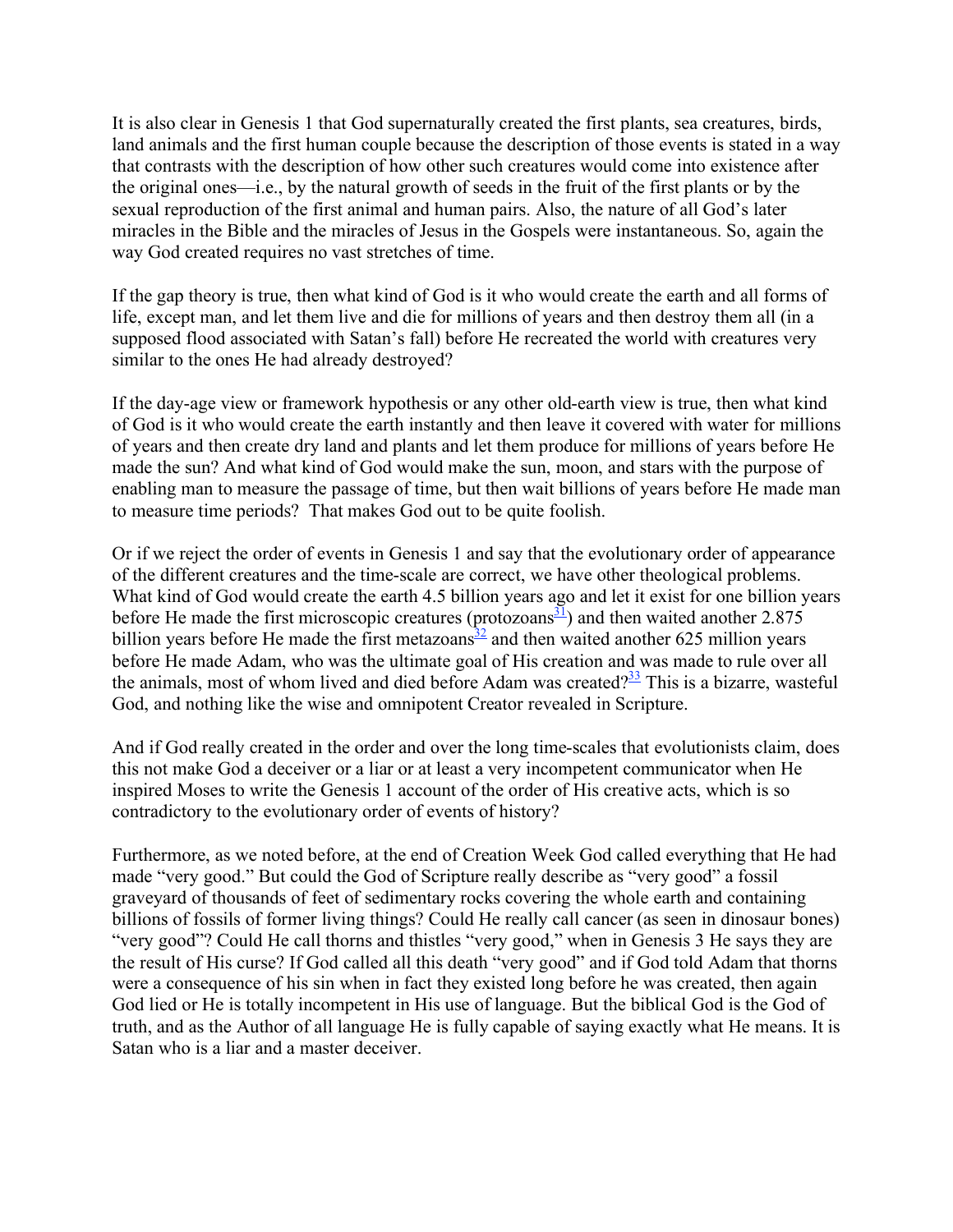It is also clear in Genesis 1 that God supernaturally created the first plants, sea creatures, birds, land animals and the first human couple because the description of those events is stated in a way that contrasts with the description of how other such creatures would come into existence after the original ones—i.e., by the natural growth of seeds in the fruit of the first plants or by the sexual reproduction of the first animal and human pairs. Also, the nature of all God's later miracles in the Bible and the miracles of Jesus in the Gospels were instantaneous. So, again the way God created requires no vast stretches of time.

If the gap theory is true, then what kind of God is it who would create the earth and all forms of life, except man, and let them live and die for millions of years and then destroy them all (in a supposed flood associated with Satan's fall) before He recreated the world with creatures very similar to the ones He had already destroyed?

If the day-age view or framework hypothesis or any other old-earth view is true, then what kind of God is it who would create the earth instantly and then leave it covered with water for millions of years and then create dry land and plants and let them produce for millions of years before He made the sun? And what kind of God would make the sun, moon, and stars with the purpose of enabling man to measure the passage of time, but then wait billions of years before He made man to measure time periods? That makes God out to be quite foolish.

Or if we reject the order of events in Genesis 1 and say that the evolutionary order of appearance of the different creatures and the time-scale are correct, we have other theological problems. What kind of God would create the earth 4.5 billion years ago and let it exist for one billion years before He made the first microscopic creatures (protozoans[31]) and then waited another 2.875 billion years before He made the first metazoans[32] and then waited another 625 million years before He made Adam, who was the ultimate goal of His creation and was made to rule over all the animals, most of whom lived and died before Adam was created?[33] This is a bizarre, wasteful God, and nothing like the wise and omnipotent Creator revealed in Scripture.

And if God really created in the order and over the long time-scales that evolutionists claim, does this not make God a deceiver or a liar or at least a very incompetent communicator when He inspired Moses to write the Genesis 1 account of the order of His creative acts, which is so contradictory to the evolutionary order of events of history?

Furthermore, as we noted before, at the end of Creation Week God called everything that He had made "very good." But could the God of Scripture really describe as "very good" a fossil graveyard of thousands of feet of sedimentary rocks covering the whole earth and containing billions of fossils of former living things? Could He really call cancer (as seen in dinosaur bones) "very good"? Could He call thorns and thistles "very good," when in Genesis 3 He says they are the result of His curse? If God called all this death "very good" and if God told Adam that thorns were a consequence of his sin when in fact they existed long before he was created, then again God lied or He is totally incompetent in His use of language. But the biblical God is the God of truth, and as the Author of all language He is fully capable of saying exactly what He means. It is Satan who is a liar and a master deceiver.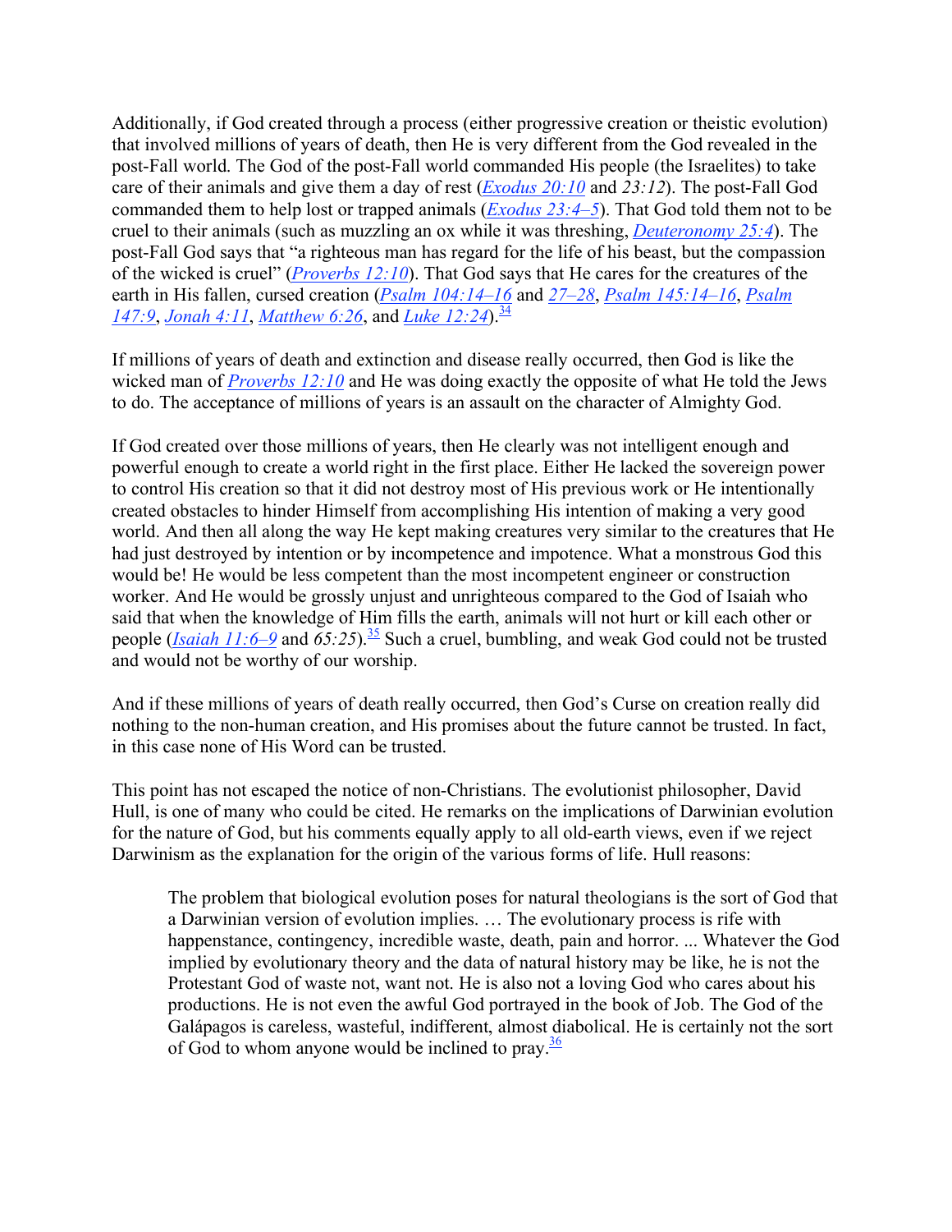Additionally, if God created through a process (either progressive creation or theistic evolution) that involved millions of years of death, then He is very different from the God revealed in the post-Fall world. The God of the post-Fall world commanded His people (the Israelites) to take care of their animals and give them a day of rest (Exodus 20:10 and 23:12). The post-Fall God commanded them to help lost or trapped animals (Exodus 23:4–5). That God told them not to be cruel to their animals (such as muzzling an ox while it was threshing, Deuteronomy 25:4). The post-Fall God says that "a righteous man has regard for the life of his beast, but the compassion of the wicked is cruel" (Proverbs 12:10). That God says that He cares for the creatures of the earth in His fallen, cursed creation (Psalm 104:14–16 and 27–28, Psalm 145:14–16, Psalm 147:9, Jonah 4:11, Matthew 6:26, and Luke 12:24).[34]

If millions of years of death and extinction and disease really occurred, then God is like the wicked man of Proverbs 12:10 and He was doing exactly the opposite of what He told the Jews to do. The acceptance of millions of years is an assault on the character of Almighty God.

If God created over those millions of years, then He clearly was not intelligent enough and powerful enough to create a world right in the first place. Either He lacked the sovereign power to control His creation so that it did not destroy most of His previous work or He intentionally created obstacles to hinder Himself from accomplishing His intention of making a very good world. And then all along the way He kept making creatures very similar to the creatures that He had just destroyed by intention or by incompetence and impotence. What a monstrous God this would be! He would be less competent than the most incompetent engineer or construction worker. And He would be grossly unjust and unrighteous compared to the God of Isaiah who said that when the knowledge of Him fills the earth, animals will not hurt or kill each other or people (Isaiah 11:6–9 and 65:25).[35] Such a cruel, bumbling, and weak God could not be trusted and would not be worthy of our worship.

And if these millions of years of death really occurred, then God's Curse on creation really did nothing to the non-human creation, and His promises about the future cannot be trusted. In fact, in this case none of His Word can be trusted.

This point has not escaped the notice of non-Christians. The evolutionist philosopher, David Hull, is one of many who could be cited. He remarks on the implications of Darwinian evolution for the nature of God, but his comments equally apply to all old-earth views, even if we reject Darwinism as the explanation for the origin of the various forms of life. Hull reasons:

> The problem that biological evolution poses for natural theologians is the sort of God that a Darwinian version of evolution implies. … The evolutionary process is rife with happenstance, contingency, incredible waste, death, pain and horror. ... Whatever the God implied by evolutionary theory and the data of natural history may be like, he is not the Protestant God of waste not, want not. He is also not a loving God who cares about his productions. He is not even the awful God portrayed in the book of Job. The God of the Galápagos is careless, wasteful, indifferent, almost diabolical. He is certainly not the sort of God to whom anyone would be inclined to pray.[36]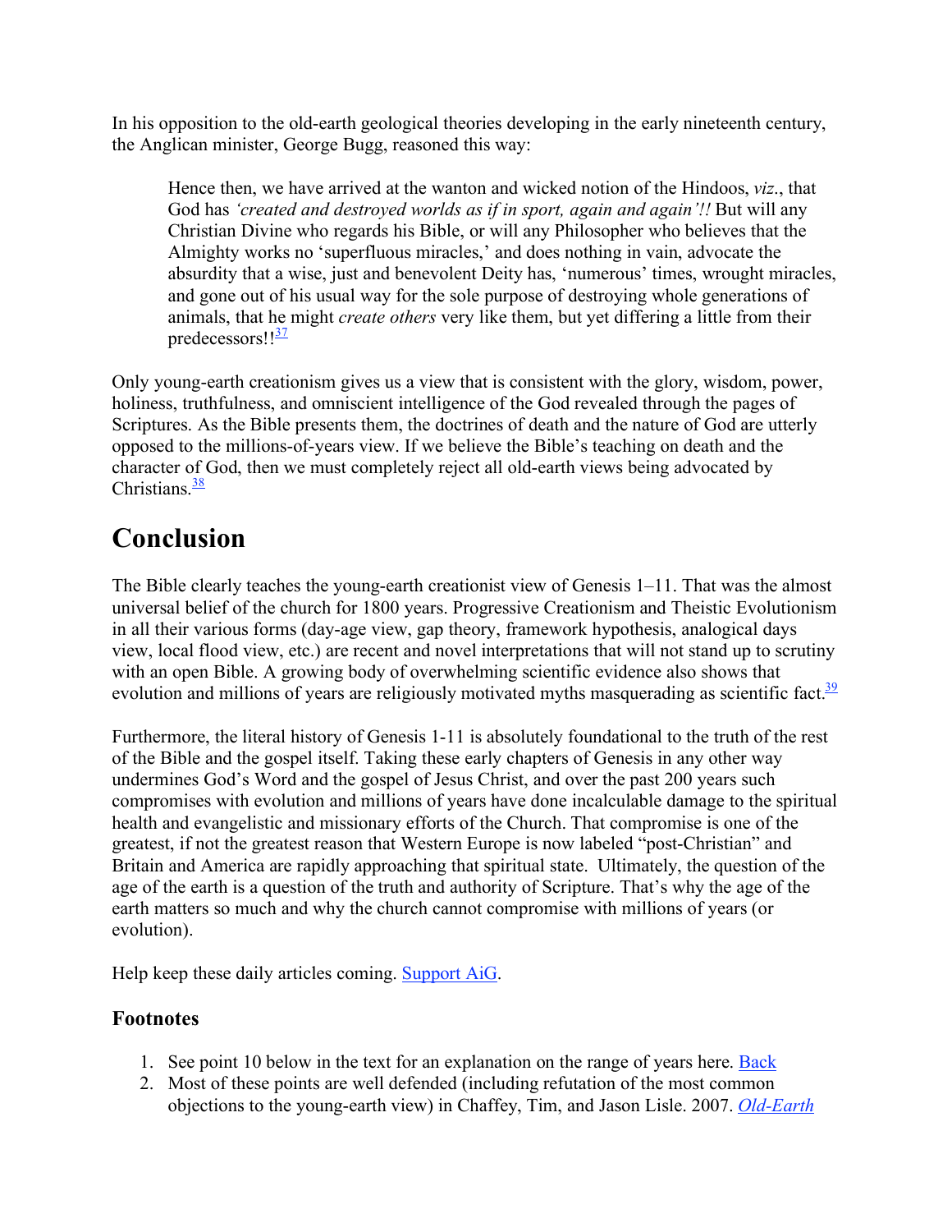In his opposition to the old-earth geological theories developing in the early nineteenth century, the Anglican minister, George Bugg, reasoned this way:

> Hence then, we have arrived at the wanton and wicked notion of the Hindoos, *viz*., that God has *'created and destroyed worlds as if in sport, again and again'!!* But will any Christian Divine who regards his Bible, or will any Philosopher who believes that the Almighty works no 'superfluous miracles,' and does nothing in vain, advocate the absurdity that a wise, just and benevolent Deity has, 'numerous' times, wrought miracles, and gone out of his usual way for the sole purpose of destroying whole generations of animals, that he might *create others* very like them, but yet differing a little from their predecessors!![37]

Only young-earth creationism gives us a view that is consistent with the glory, wisdom, power, holiness, truthfulness, and omniscient intelligence of the God revealed through the pages of Scriptures. As the Bible presents them, the doctrines of death and the nature of God are utterly opposed to the millions-of-years view. If we believe the Bible's teaching on death and the character of God, then we must completely reject all old-earth views being advocated by Christians.[38]

# Conclusion

The Bible clearly teaches the young-earth creationist view of Genesis 1–11. That was the almost universal belief of the church for 1800 years. Progressive Creationism and Theistic Evolutionism in all their various forms (day-age view, gap theory, framework hypothesis, analogical days view, local flood view, etc.) are recent and novel interpretations that will not stand up to scrutiny with an open Bible. A growing body of overwhelming scientific evidence also shows that evolution and millions of years are religiously motivated myths masquerading as scientific fact.[39]

Furthermore, the literal history of Genesis 1-11 is absolutely foundational to the truth of the rest of the Bible and the gospel itself. Taking these early chapters of Genesis in any other way undermines God's Word and the gospel of Jesus Christ, and over the past 200 years such compromises with evolution and millions of years have done incalculable damage to the spiritual health and evangelistic and missionary efforts of the Church. That compromise is one of the greatest, if not the greatest reason that Western Europe is now labeled "post-Christian" and Britain and America are rapidly approaching that spiritual state. Ultimately, the question of the age of the earth is a question of the truth and authority of Scripture. That's why the age of the earth matters so much and why the church cannot compromise with millions of years (or evolution).

Help keep these daily articles coming. Support AiG.

### Footnotes

1. See point 10 below in the text for an explanation on the range of years here. Back
2. Most of these points are well defended (including refutation of the most common objections to the young-earth view) in Chaffey, Tim, and Jason Lisle. 2007. *Old-Earth*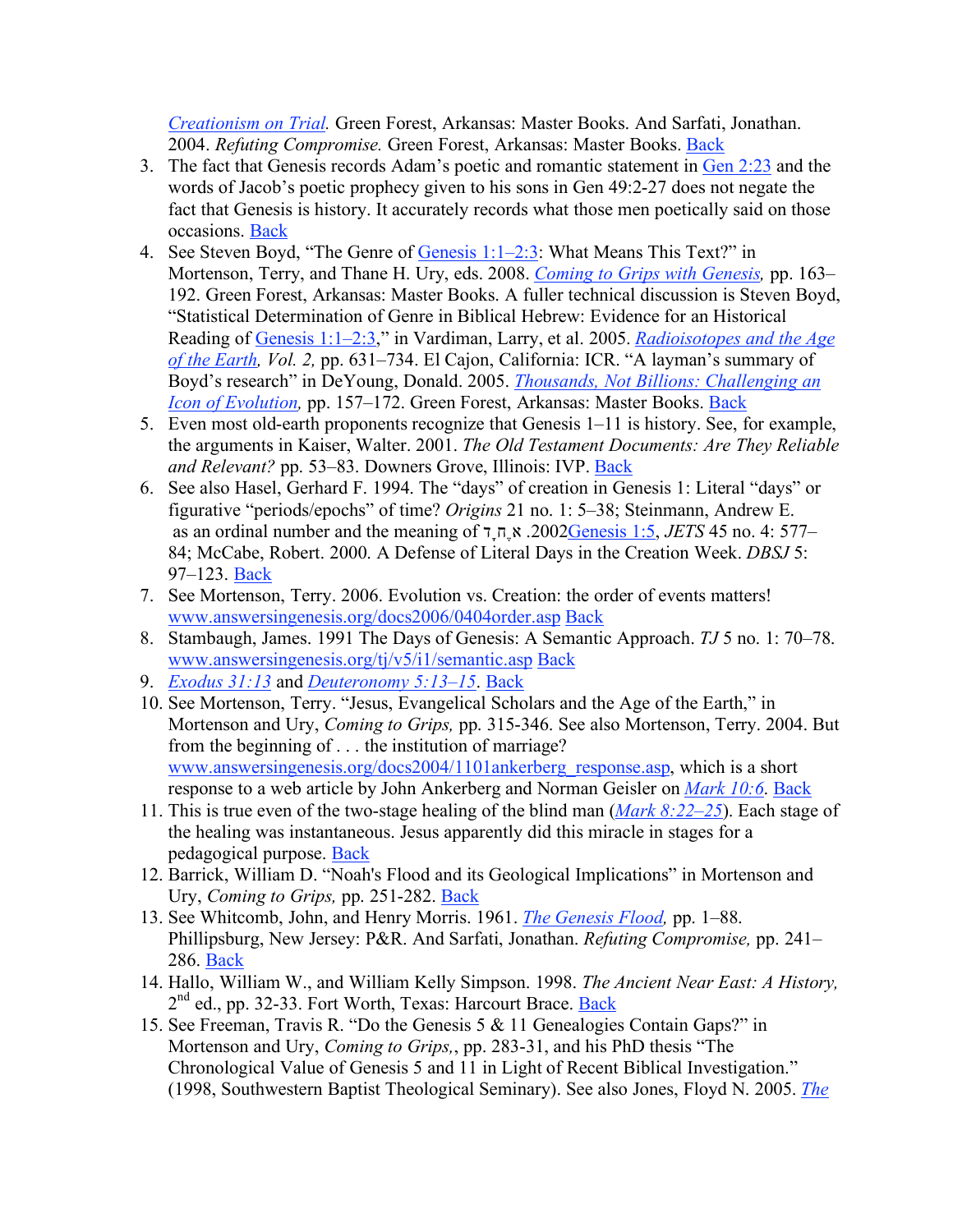*Creationism on Trial.* Green Forest, Arkansas: Master Books. And Sarfati, Jonathan. 2004. *Refuting Compromise.* Green Forest, Arkansas: Master Books. Back

3. The fact that Genesis records Adam's poetic and romantic statement in Gen 2:23 and the words of Jacob's poetic prophecy given to his sons in Gen 49:2-27 does not negate the fact that Genesis is history. It accurately records what those men poetically said on those occasions. Back
4. See Steven Boyd, "The Genre of Genesis 1:1–2:3: What Means This Text?" in Mortenson, Terry, and Thane H. Ury, eds. 2008. *Coming to Grips with Genesis,* pp. 163–192. Green Forest, Arkansas: Master Books. A fuller technical discussion is Steven Boyd, "Statistical Determination of Genre in Biblical Hebrew: Evidence for an Historical Reading of Genesis 1:1–2:3," in Vardiman, Larry, et al. 2005. *Radioisotopes and the Age of the Earth, Vol. 2,* pp. 631–734. El Cajon, California: ICR. "A layman's summary of Boyd's research" in DeYoung, Donald. 2005. *Thousands, Not Billions: Challenging an Icon of Evolution,* pp. 157–172. Green Forest, Arkansas: Master Books. Back
5. Even most old-earth proponents recognize that Genesis 1–11 is history. See, for example, the arguments in Kaiser, Walter. 2001. *The Old Testament Documents: Are They Reliable and Relevant?* pp. 53–83. Downers Grove, Illinois: IVP. Back
6. See also Hasel, Gerhard F. 1994. The "days" of creation in Genesis 1: Literal "days" or figurative "periods/epochs" of time? *Origins* 21 no. 1: 5–38; Steinmann, Andrew E. 2002. אֶחָד as an ordinal number and the meaning of Genesis 1:5, *JETS* 45 no. 4: 577–84; McCabe, Robert. 2000. A Defense of Literal Days in the Creation Week. *DBSJ* 5: 97–123. Back
7. See Mortenson, Terry. 2006. Evolution vs. Creation: the order of events matters! www.answersingenesis.org/docs2006/0404order.asp Back
8. Stambaugh, James. 1991 The Days of Genesis: A Semantic Approach. *TJ* 5 no. 1: 70–78. www.answersingenesis.org/tj/v5/i1/semantic.asp Back
9. *Exodus 31:13* and *Deuteronomy 5:13–15*. Back
10. See Mortenson, Terry. "Jesus, Evangelical Scholars and the Age of the Earth," in Mortenson and Ury, *Coming to Grips,* pp. 315-346. See also Mortenson, Terry. 2004. But from the beginning of . . . the institution of marriage? www.answersingenesis.org/docs2004/1101ankerberg_response.asp, which is a short response to a web article by John Ankerberg and Norman Geisler on *Mark 10:6*. Back
11. This is true even of the two-stage healing of the blind man (*Mark 8:22–25*). Each stage of the healing was instantaneous. Jesus apparently did this miracle in stages for a pedagogical purpose. Back
12. Barrick, William D. "Noah's Flood and its Geological Implications" in Mortenson and Ury, *Coming to Grips,* pp. 251-282. Back
13. See Whitcomb, John, and Henry Morris. 1961. *The Genesis Flood,* pp. 1–88. Phillipsburg, New Jersey: P&R. And Sarfati, Jonathan. *Refuting Compromise,* pp. 241–286. Back
14. Hallo, William W., and William Kelly Simpson. 1998. *The Ancient Near East: A History,* 2nd ed., pp. 32-33. Fort Worth, Texas: Harcourt Brace. Back
15. See Freeman, Travis R. "Do the Genesis 5 & 11 Genealogies Contain Gaps?" in Mortenson and Ury, *Coming to Grips,*, pp. 283-31, and his PhD thesis "The Chronological Value of Genesis 5 and 11 in Light of Recent Biblical Investigation." (1998, Southwestern Baptist Theological Seminary). See also Jones, Floyd N. 2005. *The*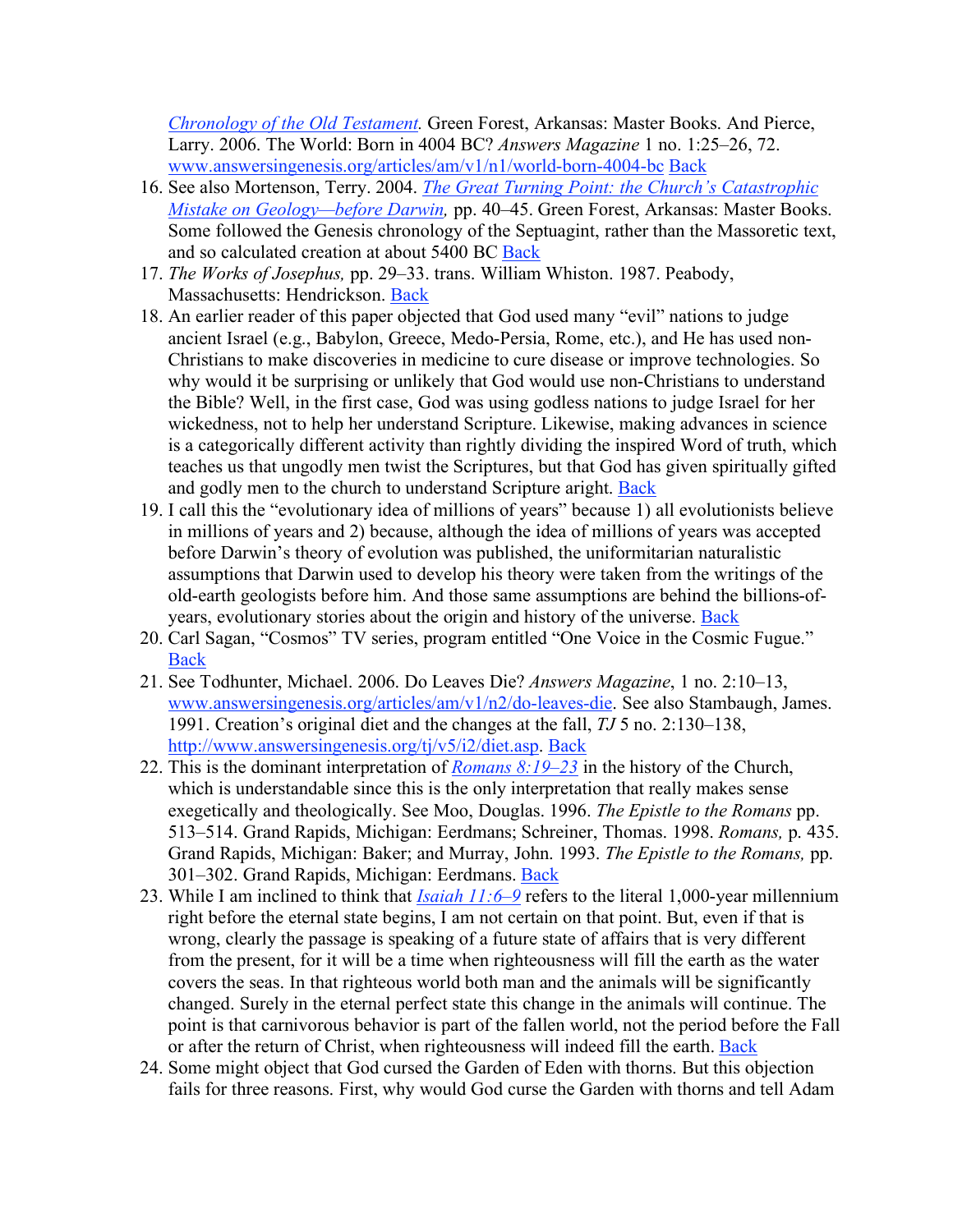*Chronology of the Old Testament.* Green Forest, Arkansas: Master Books. And Pierce, Larry. 2006. The World: Born in 4004 BC? *Answers Magazine* 1 no. 1:25–26, 72. www.answersingenesis.org/articles/am/v1/n1/world-born-4004-bc Back

16. See also Mortenson, Terry. 2004. *The Great Turning Point: the Church's Catastrophic Mistake on Geology—before Darwin,* pp. 40–45. Green Forest, Arkansas: Master Books. Some followed the Genesis chronology of the Septuagint, rather than the Massoretic text, and so calculated creation at about 5400 BC Back
17. *The Works of Josephus,* pp. 29–33. trans. William Whiston. 1987. Peabody, Massachusetts: Hendrickson. Back
18. An earlier reader of this paper objected that God used many "evil" nations to judge ancient Israel (e.g., Babylon, Greece, Medo-Persia, Rome, etc.), and He has used non-Christians to make discoveries in medicine to cure disease or improve technologies. So why would it be surprising or unlikely that God would use non-Christians to understand the Bible? Well, in the first case, God was using godless nations to judge Israel for her wickedness, not to help her understand Scripture. Likewise, making advances in science is a categorically different activity than rightly dividing the inspired Word of truth, which teaches us that ungodly men twist the Scriptures, but that God has given spiritually gifted and godly men to the church to understand Scripture aright. Back
19. I call this the "evolutionary idea of millions of years" because 1) all evolutionists believe in millions of years and 2) because, although the idea of millions of years was accepted before Darwin's theory of evolution was published, the uniformitarian naturalistic assumptions that Darwin used to develop his theory were taken from the writings of the old-earth geologists before him. And those same assumptions are behind the billions-of-years, evolutionary stories about the origin and history of the universe. Back
20. Carl Sagan, "Cosmos" TV series, program entitled "One Voice in the Cosmic Fugue." Back
21. See Todhunter, Michael. 2006. Do Leaves Die? *Answers Magazine*, 1 no. 2:10–13, www.answersingenesis.org/articles/am/v1/n2/do-leaves-die. See also Stambaugh, James. 1991. Creation's original diet and the changes at the fall, *TJ* 5 no. 2:130–138, http://www.answersingenesis.org/tj/v5/i2/diet.asp. Back
22. This is the dominant interpretation of *Romans 8:19–23* in the history of the Church, which is understandable since this is the only interpretation that really makes sense exegetically and theologically. See Moo, Douglas. 1996. *The Epistle to the Romans* pp. 513–514. Grand Rapids, Michigan: Eerdmans; Schreiner, Thomas. 1998. *Romans,* p. 435. Grand Rapids, Michigan: Baker; and Murray, John. 1993. *The Epistle to the Romans,* pp. 301–302. Grand Rapids, Michigan: Eerdmans. Back
23. While I am inclined to think that *Isaiah 11:6–9* refers to the literal 1,000-year millennium right before the eternal state begins, I am not certain on that point. But, even if that is wrong, clearly the passage is speaking of a future state of affairs that is very different from the present, for it will be a time when righteousness will fill the earth as the water covers the seas. In that righteous world both man and the animals will be significantly changed. Surely in the eternal perfect state this change in the animals will continue. The point is that carnivorous behavior is part of the fallen world, not the period before the Fall or after the return of Christ, when righteousness will indeed fill the earth. Back
24. Some might object that God cursed the Garden of Eden with thorns. But this objection fails for three reasons. First, why would God curse the Garden with thorns and tell Adam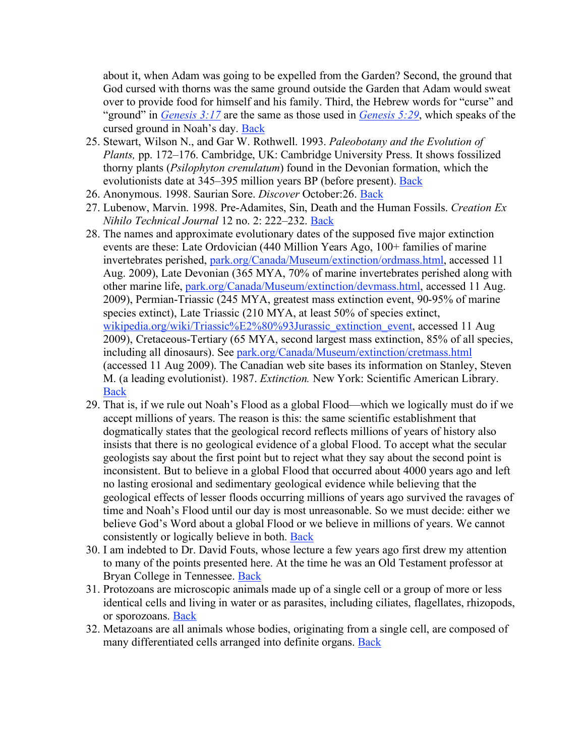about it, when Adam was going to be expelled from the Garden? Second, the ground that God cursed with thorns was the same ground outside the Garden that Adam would sweat over to provide food for himself and his family. Third, the Hebrew words for "curse" and "ground" in *Genesis 3:17* are the same as those used in *Genesis 5:29*, which speaks of the cursed ground in Noah's day. Back

25. Stewart, Wilson N., and Gar W. Rothwell. 1993. *Paleobotany and the Evolution of Plants,* pp. 172–176. Cambridge, UK: Cambridge University Press. It shows fossilized thorny plants (*Psilophyton crenulatum*) found in the Devonian formation, which the evolutionists date at 345–395 million years BP (before present). Back
26. Anonymous. 1998. Saurian Sore. *Discover* October:26. Back
27. Lubenow, Marvin. 1998. Pre-Adamites, Sin, Death and the Human Fossils. *Creation Ex Nihilo Technical Journal* 12 no. 2: 222–232. Back
28. The names and approximate evolutionary dates of the supposed five major extinction events are these: Late Ordovician (440 Million Years Ago, 100+ families of marine invertebrates perished, park.org/Canada/Museum/extinction/ordmass.html, accessed 11 Aug. 2009), Late Devonian (365 MYA, 70% of marine invertebrates perished along with other marine life, park.org/Canada/Museum/extinction/devmass.html, accessed 11 Aug. 2009), Permian-Triassic (245 MYA, greatest mass extinction event, 90-95% of marine species extinct), Late Triassic (210 MYA, at least 50% of species extinct, wikipedia.org/wiki/Triassic%E2%80%93Jurassic_extinction_event, accessed 11 Aug 2009), Cretaceous-Tertiary (65 MYA, second largest mass extinction, 85% of all species, including all dinosaurs). See park.org/Canada/Museum/extinction/cretmass.html (accessed 11 Aug 2009). The Canadian web site bases its information on Stanley, Steven M. (a leading evolutionist). 1987. *Extinction.* New York: Scientific American Library. Back
29. That is, if we rule out Noah's Flood as a global Flood—which we logically must do if we accept millions of years. The reason is this: the same scientific establishment that dogmatically states that the geological record reflects millions of years of history also insists that there is no geological evidence of a global Flood. To accept what the secular geologists say about the first point but to reject what they say about the second point is inconsistent. But to believe in a global Flood that occurred about 4000 years ago and left no lasting erosional and sedimentary geological evidence while believing that the geological effects of lesser floods occurring millions of years ago survived the ravages of time and Noah's Flood until our day is most unreasonable. So we must decide: either we believe God's Word about a global Flood or we believe in millions of years. We cannot consistently or logically believe in both. Back
30. I am indebted to Dr. David Fouts, whose lecture a few years ago first drew my attention to many of the points presented here. At the time he was an Old Testament professor at Bryan College in Tennessee. Back
31. Protozoans are microscopic animals made up of a single cell or a group of more or less identical cells and living in water or as parasites, including ciliates, flagellates, rhizopods, or sporozoans. Back
32. Metazoans are all animals whose bodies, originating from a single cell, are composed of many differentiated cells arranged into definite organs. Back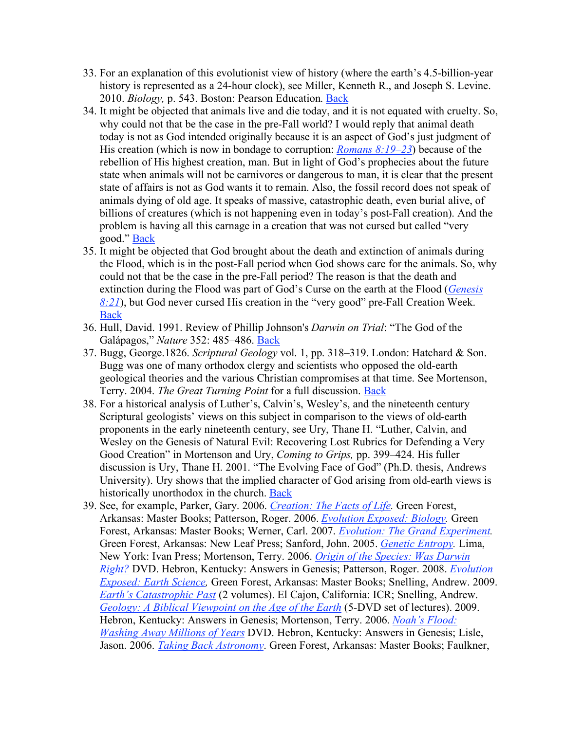33. For an explanation of this evolutionist view of history (where the earth's 4.5-billion-year history is represented as a 24-hour clock), see Miller, Kenneth R., and Joseph S. Levine. 2010. *Biology,* p. 543. Boston: Pearson Education. Back
34. It might be objected that animals live and die today, and it is not equated with cruelty. So, why could not that be the case in the pre-Fall world? I would reply that animal death today is not as God intended originally because it is an aspect of God's just judgment of His creation (which is now in bondage to corruption: *Romans 8:19–23*) because of the rebellion of His highest creation, man. But in light of God's prophecies about the future state when animals will not be carnivores or dangerous to man, it is clear that the present state of affairs is not as God wants it to remain. Also, the fossil record does not speak of animals dying of old age. It speaks of massive, catastrophic death, even burial alive, of billions of creatures (which is not happening even in today's post-Fall creation). And the problem is having all this carnage in a creation that was not cursed but called "very good." Back
35. It might be objected that God brought about the death and extinction of animals during the Flood, which is in the post-Fall period when God shows care for the animals. So, why could not that be the case in the pre-Fall period? The reason is that the death and extinction during the Flood was part of God's Curse on the earth at the Flood (*Genesis 8:21*), but God never cursed His creation in the "very good" pre-Fall Creation Week. Back
36. Hull, David. 1991. Review of Phillip Johnson's *Darwin on Trial*: "The God of the Galápagos," *Nature* 352: 485–486. Back
37. Bugg, George.1826. *Scriptural Geology* vol. 1, pp. 318–319. London: Hatchard & Son. Bugg was one of many orthodox clergy and scientists who opposed the old-earth geological theories and the various Christian compromises at that time. See Mortenson, Terry. 2004. *The Great Turning Point* for a full discussion. Back
38. For a historical analysis of Luther's, Calvin's, Wesley's, and the nineteenth century Scriptural geologists' views on this subject in comparison to the views of old-earth proponents in the early nineteenth century, see Ury, Thane H. "Luther, Calvin, and Wesley on the Genesis of Natural Evil: Recovering Lost Rubrics for Defending a Very Good Creation" in Mortenson and Ury, *Coming to Grips,* pp. 399–424. His fuller discussion is Ury, Thane H. 2001. "The Evolving Face of God" (Ph.D. thesis, Andrews University). Ury shows that the implied character of God arising from old-earth views is historically unorthodox in the church. Back
39. See, for example, Parker, Gary. 2006. *Creation: The Facts of Life.* Green Forest, Arkansas: Master Books; Patterson, Roger. 2006. *Evolution Exposed: Biology.* Green Forest, Arkansas: Master Books; Werner, Carl. 2007. *Evolution: The Grand Experiment.* Green Forest, Arkansas: New Leaf Press; Sanford, John. 2005. *Genetic Entropy.* Lima, New York: Ivan Press; Mortenson, Terry. 2006. *Origin of the Species: Was Darwin Right?* DVD. Hebron, Kentucky: Answers in Genesis; Patterson, Roger. 2008. *Evolution Exposed: Earth Science,* Green Forest, Arkansas: Master Books; Snelling, Andrew. 2009. *Earth's Catastrophic Past* (2 volumes). El Cajon, California: ICR; Snelling, Andrew. *Geology: A Biblical Viewpoint on the Age of the Earth* (5-DVD set of lectures). 2009. Hebron, Kentucky: Answers in Genesis; Mortenson, Terry. 2006. *Noah's Flood: Washing Away Millions of Years* DVD. Hebron, Kentucky: Answers in Genesis; Lisle, Jason. 2006. *Taking Back Astronomy*. Green Forest, Arkansas: Master Books; Faulkner,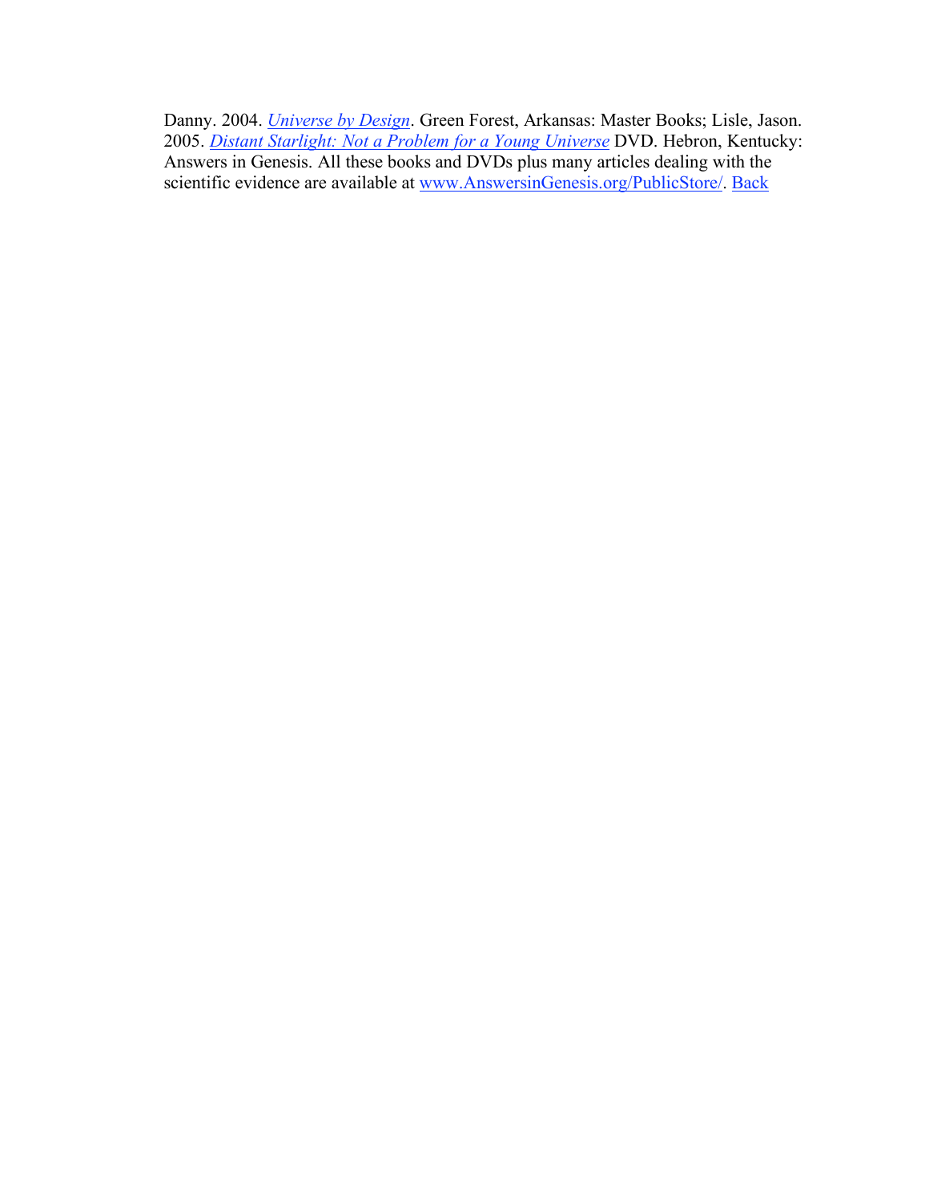Danny. 2004. *Universe by Design*. Green Forest, Arkansas: Master Books; Lisle, Jason. 2005. *Distant Starlight: Not a Problem for a Young Universe* DVD. Hebron, Kentucky: Answers in Genesis. All these books and DVDs plus many articles dealing with the scientific evidence are available at www.AnswersinGenesis.org/PublicStore/. Back